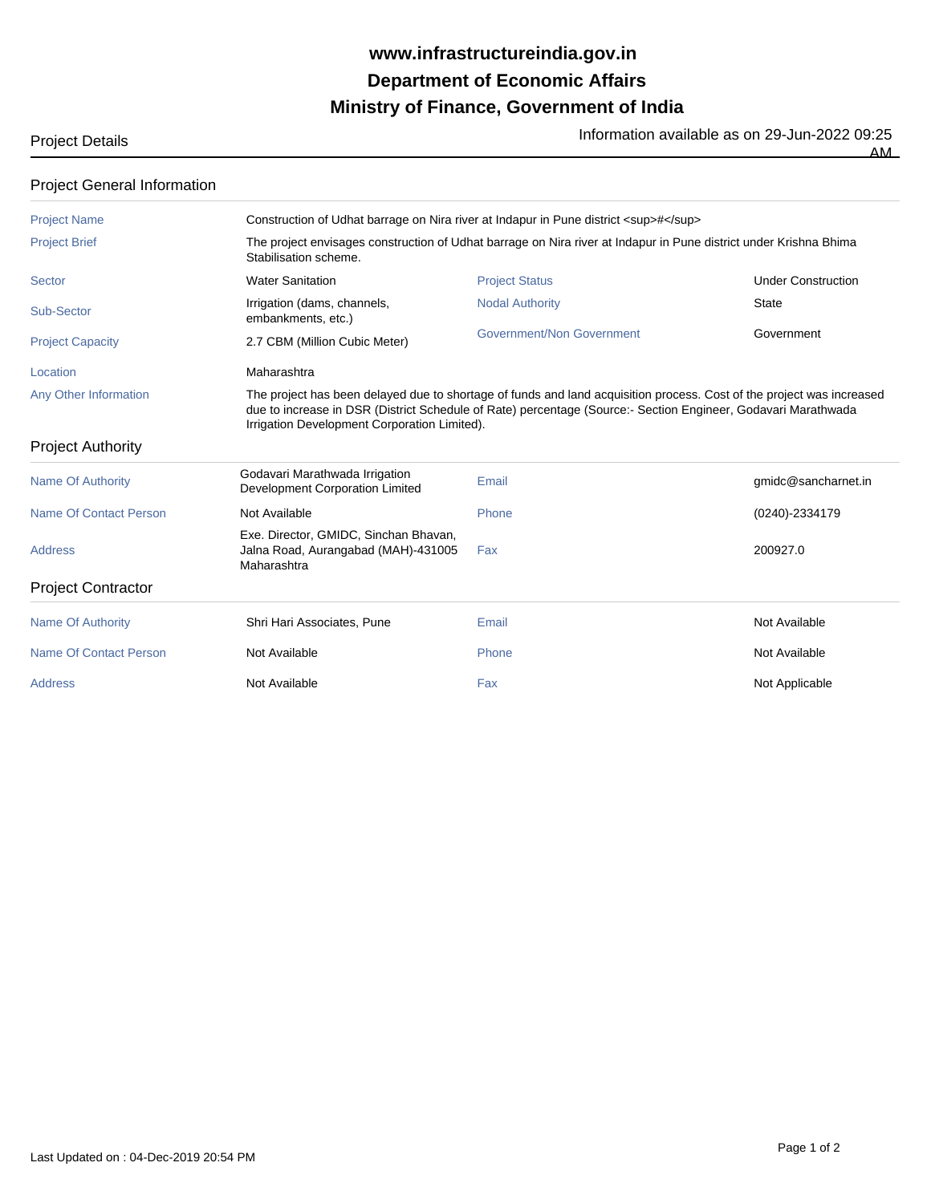# www.infrastructureindia.gov.in
# Department of Economic Affairs
# Ministry of Finance, Government of India

Project Details

Information available as on 29-Jun-2022 09:25 AM

## Project General Information

| | | | |
|---|---|---|---|
| Project Name | Construction of Udhat barrage on Nira river at Indapur in Pune district <sup>#</sup> | | |
| Project Brief | The project envisages construction of Udhat barrage on Nira river at Indapur in Pune district under Krishna Bhima Stabilisation scheme. | | |
| Sector | Water Sanitation | Project Status | Under Construction |
| Sub-Sector | Irrigation (dams, channels, embankments, etc.) | Nodal Authority | State |
| Project Capacity | 2.7 CBM (Million Cubic Meter) | Government/Non Government | Government |
| Location | Maharashtra | | |
| Any Other Information | The project has been delayed due to shortage of funds and land acquisition process. Cost of the project was increased due to increase in DSR (District Schedule of Rate) percentage (Source:- Section Engineer, Godavari Marathwada Irrigation Development Corporation Limited). | | |

## Project Authority

| | | | |
|---|---|---|---|
| Name Of Authority | Godavari Marathwada Irrigation Development Corporation Limited | Email | gmidc@sancharnet.in |
| Name Of Contact Person | Not Available | Phone | (0240)-2334179 |
| Address | Exe. Director, GMIDC, Sinchan Bhavan, Jalna Road, Aurangabad (MAH)-431005 Maharashtra | Fax | 200927.0 |

## Project Contractor

| | | | |
|---|---|---|---|
| Name Of Authority | Shri Hari Associates, Pune | Email | Not Available |
| Name Of Contact Person | Not Available | Phone | Not Available |
| Address | Not Available | Fax | Not Applicable |

Last Updated on : 04-Dec-2019 20:54 PM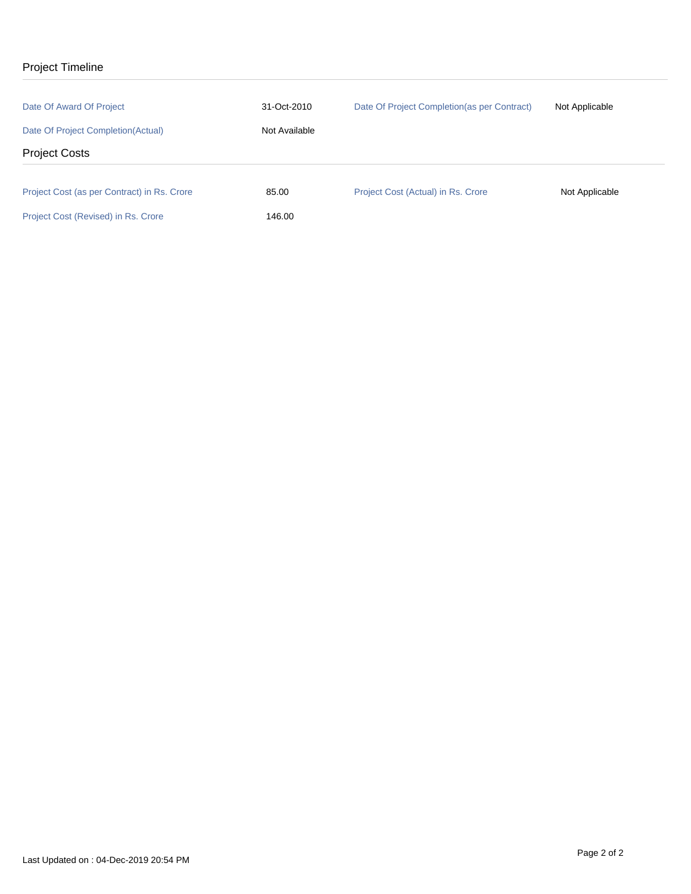## Project Timeline

| | | | |
|---|---|---|---|
| Date Of Award Of Project | 31-Oct-2010 | Date Of Project Completion(as per Contract) | Not Applicable |
| Date Of Project Completion(Actual) | Not Available | | |

## Project Costs

| | | | |
|---|---|---|---|
| Project Cost (as per Contract) in Rs. Crore | 85.00 | Project Cost (Actual) in Rs. Crore | Not Applicable |
| Project Cost (Revised) in Rs. Crore | 146.00 | | |

Last Updated on : 04-Dec-2019 20:54 PM